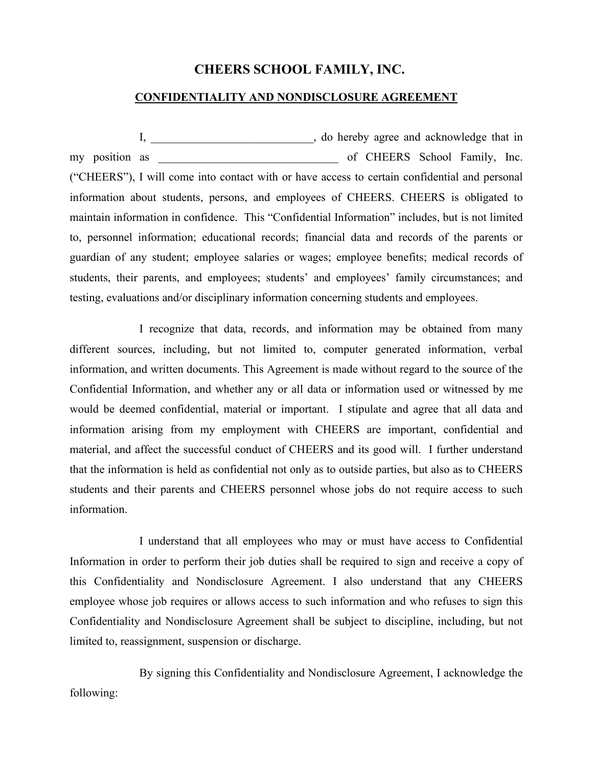# CHEERS SCHOOL FAMILY, INC.

## CONFIDENTIALITY AND NONDISCLOSURE AGREEMENT

I, ____________________________, do hereby agree and acknowledge that in my position as ________________________________ of CHEERS School Family, Inc. ("CHEERS"), I will come into contact with or have access to certain confidential and personal information about students, persons, and employees of CHEERS. CHEERS is obligated to maintain information in confidence. This "Confidential Information" includes, but is not limited to, personnel information; educational records; financial data and records of the parents or guardian of any student; employee salaries or wages; employee benefits; medical records of students, their parents, and employees; students' and employees' family circumstances; and testing, evaluations and/or disciplinary information concerning students and employees.

I recognize that data, records, and information may be obtained from many different sources, including, but not limited to, computer generated information, verbal information, and written documents. This Agreement is made without regard to the source of the Confidential Information, and whether any or all data or information used or witnessed by me would be deemed confidential, material or important. I stipulate and agree that all data and information arising from my employment with CHEERS are important, confidential and material, and affect the successful conduct of CHEERS and its good will. I further understand that the information is held as confidential not only as to outside parties, but also as to CHEERS students and their parents and CHEERS personnel whose jobs do not require access to such information.

I understand that all employees who may or must have access to Confidential Information in order to perform their job duties shall be required to sign and receive a copy of this Confidentiality and Nondisclosure Agreement. I also understand that any CHEERS employee whose job requires or allows access to such information and who refuses to sign this Confidentiality and Nondisclosure Agreement shall be subject to discipline, including, but not limited to, reassignment, suspension or discharge.

By signing this Confidentiality and Nondisclosure Agreement, I acknowledge the following: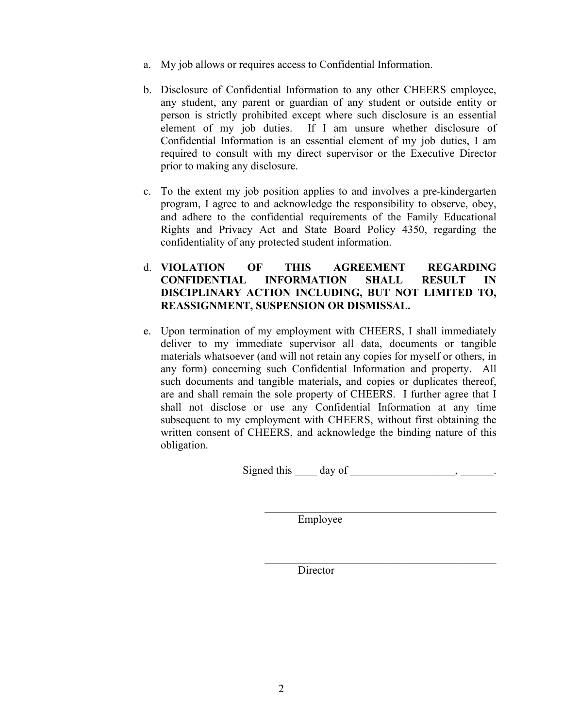a. My job allows or requires access to Confidential Information.

b. Disclosure of Confidential Information to any other CHEERS employee, any student, any parent or guardian of any student or outside entity or person is strictly prohibited except where such disclosure is an essential element of my job duties. If I am unsure whether disclosure of Confidential Information is an essential element of my job duties, I am required to consult with my direct supervisor or the Executive Director prior to making any disclosure.

c. To the extent my job position applies to and involves a pre-kindergarten program, I agree to and acknowledge the responsibility to observe, obey, and adhere to the confidential requirements of the Family Educational Rights and Privacy Act and State Board Policy 4350, regarding the confidentiality of any protected student information.

d. **VIOLATION OF THIS AGREEMENT REGARDING CONFIDENTIAL INFORMATION SHALL RESULT IN DISCIPLINARY ACTION INCLUDING, BUT NOT LIMITED TO, REASSIGNMENT, SUSPENSION OR DISMISSAL.**

e. Upon termination of my employment with CHEERS, I shall immediately deliver to my immediate supervisor all data, documents or tangible materials whatsoever (and will not retain any copies for myself or others, in any form) concerning such Confidential Information and property. All such documents and tangible materials, and copies or duplicates thereof, are and shall remain the sole property of CHEERS. I further agree that I shall not disclose or use any Confidential Information at any time subsequent to my employment with CHEERS, without first obtaining the written consent of CHEERS, and acknowledge the binding nature of this obligation.

Signed this ____ day of __________________, ______.

_____________________________________________
Employee

_____________________________________________
Director